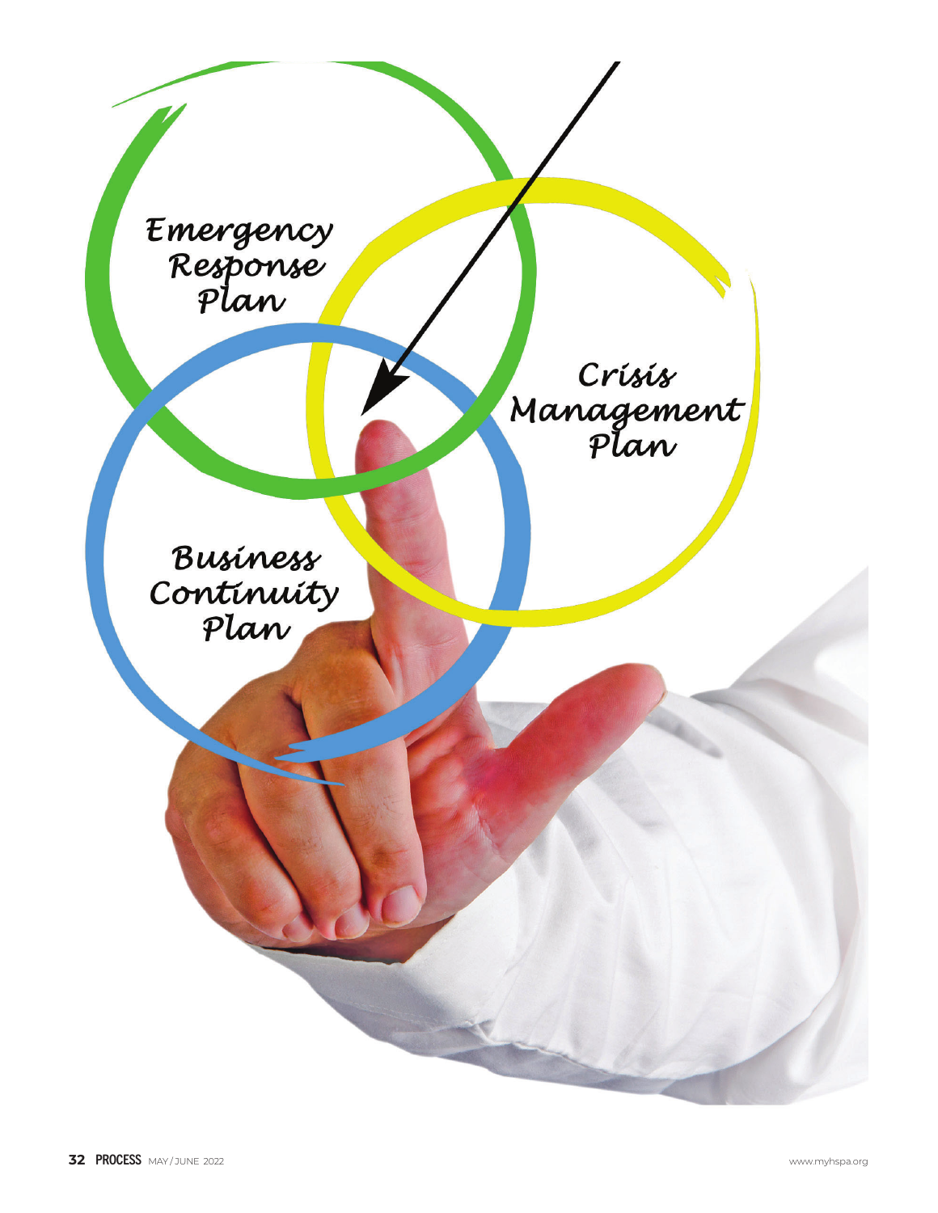Emergency Response Plan

Crisis Management Plan

Business Continuity Plan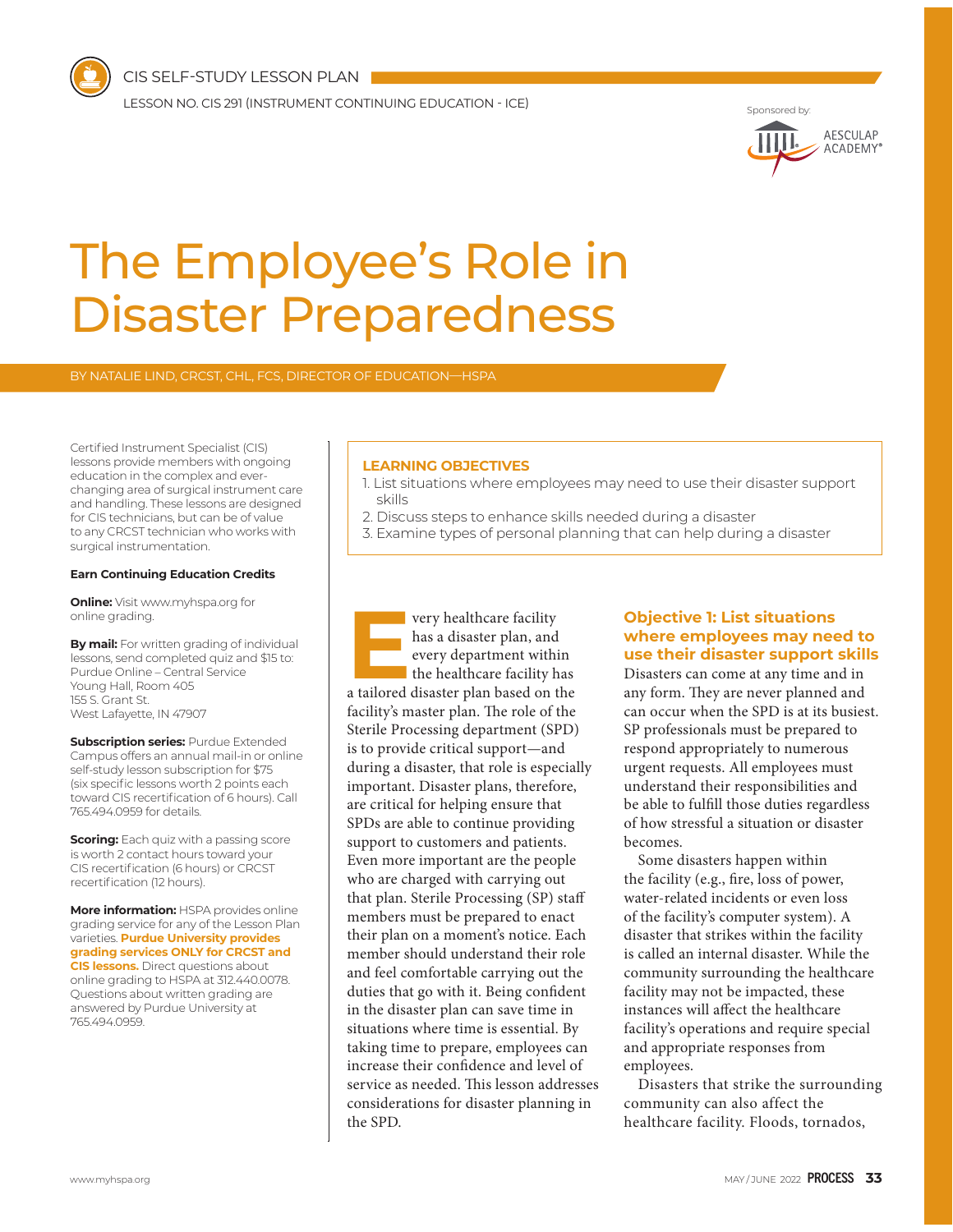CIS SELF-STUDY LESSON PLAN

LESSON NO. CIS 291 (INSTRUMENT CONTINUING EDUCATION - ICE)

Sponsored by: AESCULAP ACADEMY®

# The Employee's Role in Disaster Preparedness

BY NATALIE LIND, CRCST, CHL, FCS, DIRECTOR OF EDUCATION—HSPA

Certified Instrument Specialist (CIS) lessons provide members with ongoing education in the complex and ever-changing area of surgical instrument care and handling. These lessons are designed for CIS technicians, but can be of value to any CRCST technician who works with surgical instrumentation.

**Earn Continuing Education Credits**

**Online:** Visit www.myhspa.org for online grading.

**By mail:** For written grading of individual lessons, send completed quiz and $15 to:
Purdue Online – Central Service
Young Hall, Room 405
155 S. Grant St.
West Lafayette, IN 47907

**Subscription series:** Purdue Extended Campus offers an annual mail-in or online self-study lesson subscription for $75 (six specific lessons worth 2 points each toward CIS recertification of 6 hours). Call 765.494.0959 for details.

**Scoring:** Each quiz with a passing score is worth 2 contact hours toward your CIS recertification (6 hours) or CRCST recertification (12 hours).

**More information:** HSPA provides online grading service for any of the Lesson Plan varieties. **Purdue University provides grading services ONLY for CRCST and CIS lessons.** Direct questions about online grading to HSPA at 312.440.0078. Questions about written grading are answered by Purdue University at 765.494.0959.

**LEARNING OBJECTIVES**

1. List situations where employees may need to use their disaster support skills
2. Discuss steps to enhance skills needed during a disaster
3. Examine types of personal planning that can help during a disaster

Every healthcare facility has a disaster plan, and every department within the healthcare facility has a tailored disaster plan based on the facility's master plan. The role of the Sterile Processing department (SPD) is to provide critical support—and during a disaster, that role is especially important. Disaster plans, therefore, are critical for helping ensure that SPDs are able to continue providing support to customers and patients. Even more important are the people who are charged with carrying out that plan. Sterile Processing (SP) staff members must be prepared to enact their plan on a moment's notice. Each member should understand their role and feel comfortable carrying out the duties that go with it. Being confident in the disaster plan can save time in situations where time is essential. By taking time to prepare, employees can increase their confidence and level of service as needed. This lesson addresses considerations for disaster planning in the SPD.

## Objective 1: List situations where employees may need to use their disaster support skills

Disasters can come at any time and in any form. They are never planned and can occur when the SPD is at its busiest. SP professionals must be prepared to respond appropriately to numerous urgent requests. All employees must understand their responsibilities and be able to fulfill those duties regardless of how stressful a situation or disaster becomes.

Some disasters happen within the facility (e.g., fire, loss of power, water-related incidents or even loss of the facility's computer system). A disaster that strikes within the facility is called an internal disaster. While the community surrounding the healthcare facility may not be impacted, these instances will affect the healthcare facility's operations and require special and appropriate responses from employees.

Disasters that strike the surrounding community can also affect the healthcare facility. Floods, tornados,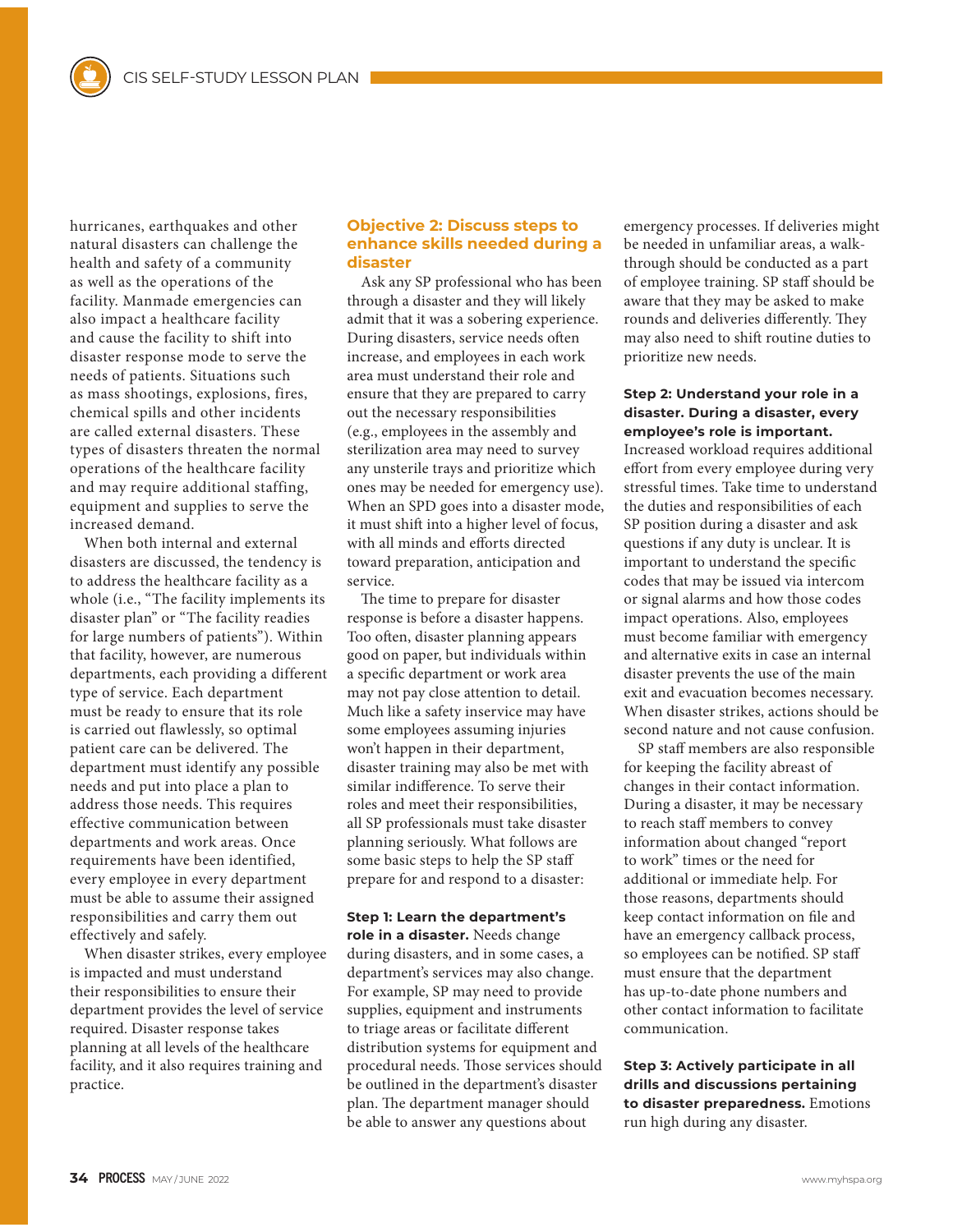hurricanes, earthquakes and other natural disasters can challenge the health and safety of a community as well as the operations of the facility. Manmade emergencies can also impact a healthcare facility and cause the facility to shift into disaster response mode to serve the needs of patients. Situations such as mass shootings, explosions, fires, chemical spills and other incidents are called external disasters. These types of disasters threaten the normal operations of the healthcare facility and may require additional staffing, equipment and supplies to serve the increased demand.

When both internal and external disasters are discussed, the tendency is to address the healthcare facility as a whole (i.e., "The facility implements its disaster plan" or "The facility readies for large numbers of patients"). Within that facility, however, are numerous departments, each providing a different type of service. Each department must be ready to ensure that its role is carried out flawlessly, so optimal patient care can be delivered. The department must identify any possible needs and put into place a plan to address those needs. This requires effective communication between departments and work areas. Once requirements have been identified, every employee in every department must be able to assume their assigned responsibilities and carry them out effectively and safely.

When disaster strikes, every employee is impacted and must understand their responsibilities to ensure their department provides the level of service required. Disaster response takes planning at all levels of the healthcare facility, and it also requires training and practice.

## Objective 2: Discuss steps to enhance skills needed during a disaster

Ask any SP professional who has been through a disaster and they will likely admit that it was a sobering experience. During disasters, service needs often increase, and employees in each work area must understand their role and ensure that they are prepared to carry out the necessary responsibilities (e.g., employees in the assembly and sterilization area may need to survey any unsterile trays and prioritize which ones may be needed for emergency use). When an SPD goes into a disaster mode, it must shift into a higher level of focus, with all minds and efforts directed toward preparation, anticipation and service.

The time to prepare for disaster response is before a disaster happens. Too often, disaster planning appears good on paper, but individuals within a specific department or work area may not pay close attention to detail. Much like a safety inservice may have some employees assuming injuries won't happen in their department, disaster training may also be met with similar indifference. To serve their roles and meet their responsibilities, all SP professionals must take disaster planning seriously. What follows are some basic steps to help the SP staff prepare for and respond to a disaster:

**Step 1: Learn the department's role in a disaster.** Needs change during disasters, and in some cases, a department's services may also change. For example, SP may need to provide supplies, equipment and instruments to triage areas or facilitate different distribution systems for equipment and procedural needs. Those services should be outlined in the department's disaster plan. The department manager should be able to answer any questions about emergency processes. If deliveries might be needed in unfamiliar areas, a walk-through should be conducted as a part of employee training. SP staff should be aware that they may be asked to make rounds and deliveries differently. They may also need to shift routine duties to prioritize new needs.

**Step 2: Understand your role in a disaster. During a disaster, every employee's role is important.** Increased workload requires additional effort from every employee during very stressful times. Take time to understand the duties and responsibilities of each SP position during a disaster and ask questions if any duty is unclear. It is important to understand the specific codes that may be issued via intercom or signal alarms and how those codes impact operations. Also, employees must become familiar with emergency and alternative exits in case an internal disaster prevents the use of the main exit and evacuation becomes necessary. When disaster strikes, actions should be second nature and not cause confusion.

SP staff members are also responsible for keeping the facility abreast of changes in their contact information. During a disaster, it may be necessary to reach staff members to convey information about changed "report to work" times or the need for additional or immediate help. For those reasons, departments should keep contact information on file and have an emergency callback process, so employees can be notified. SP staff must ensure that the department has up-to-date phone numbers and other contact information to facilitate communication.

**Step 3: Actively participate in all drills and discussions pertaining to disaster preparedness.** Emotions run high during any disaster.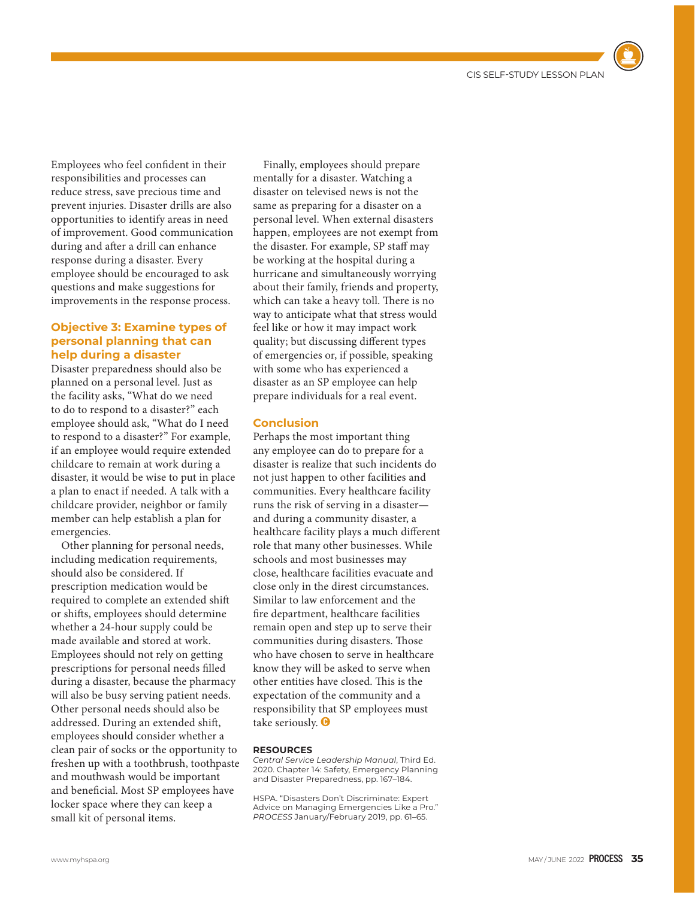Employees who feel confident in their responsibilities and processes can reduce stress, save precious time and prevent injuries. Disaster drills are also opportunities to identify areas in need of improvement. Good communication during and after a drill can enhance response during a disaster. Every employee should be encouraged to ask questions and make suggestions for improvements in the response process.

## Objective 3: Examine types of personal planning that can help during a disaster

Disaster preparedness should also be planned on a personal level. Just as the facility asks, "What do we need to do to respond to a disaster?" each employee should ask, "What do I need to respond to a disaster?" For example, if an employee would require extended childcare to remain at work during a disaster, it would be wise to put in place a plan to enact if needed. A talk with a childcare provider, neighbor or family member can help establish a plan for emergencies.

Other planning for personal needs, including medication requirements, should also be considered. If prescription medication would be required to complete an extended shift or shifts, employees should determine whether a 24-hour supply could be made available and stored at work. Employees should not rely on getting prescriptions for personal needs filled during a disaster, because the pharmacy will also be busy serving patient needs. Other personal needs should also be addressed. During an extended shift, employees should consider whether a clean pair of socks or the opportunity to freshen up with a toothbrush, toothpaste and mouthwash would be important and beneficial. Most SP employees have locker space where they can keep a small kit of personal items.

Finally, employees should prepare mentally for a disaster. Watching a disaster on televised news is not the same as preparing for a disaster on a personal level. When external disasters happen, employees are not exempt from the disaster. For example, SP staff may be working at the hospital during a hurricane and simultaneously worrying about their family, friends and property, which can take a heavy toll. There is no way to anticipate what that stress would feel like or how it may impact work quality; but discussing different types of emergencies or, if possible, speaking with some who has experienced a disaster as an SP employee can help prepare individuals for a real event.

## Conclusion

Perhaps the most important thing any employee can do to prepare for a disaster is realize that such incidents do not just happen to other facilities and communities. Every healthcare facility runs the risk of serving in a disaster—and during a community disaster, a healthcare facility plays a much different role that many other businesses. While schools and most businesses may close, healthcare facilities evacuate and close only in the direst circumstances. Similar to law enforcement and the fire department, healthcare facilities remain open and step up to serve their communities during disasters. Those who have chosen to serve in healthcare know they will be asked to serve when other entities have closed. This is the expectation of the community and a responsibility that SP employees must take seriously.

### RESOURCES

*Central Service Leadership Manual*, Third Ed. 2020. Chapter 14: Safety, Emergency Planning and Disaster Preparedness, pp. 167–184.

HSPA. "Disasters Don't Discriminate: Expert Advice on Managing Emergencies Like a Pro." *PROCESS* January/February 2019, pp. 61–65.